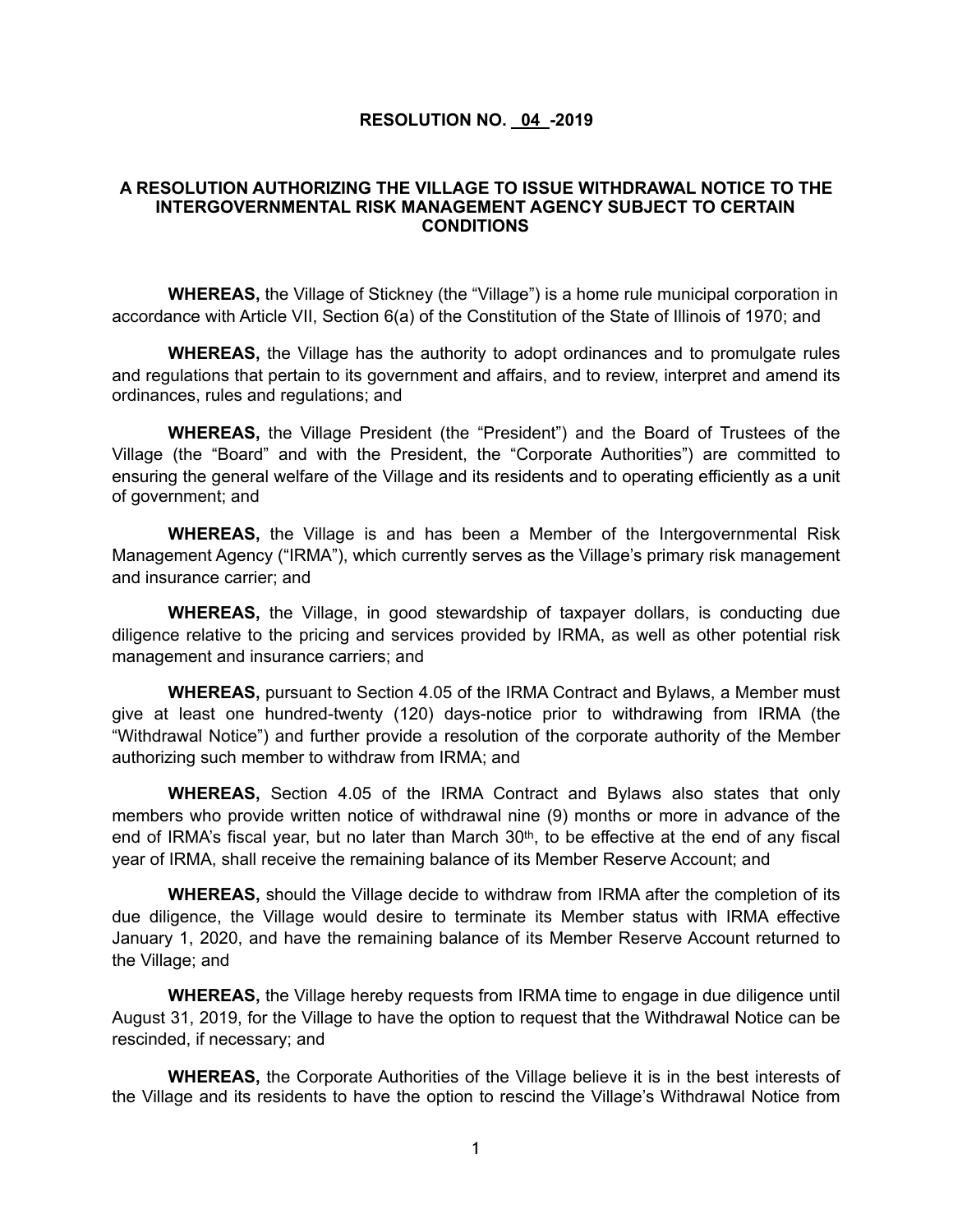# RESOLUTION NO. 04 -2019

## A RESOLUTION AUTHORIZING THE VILLAGE TO ISSUE WITHDRAWAL NOTICE TO THE INTERGOVERNMENTAL RISK MANAGEMENT AGENCY SUBJECT TO CERTAIN CONDITIONS

**WHEREAS,** the Village of Stickney (the "Village") is a home rule municipal corporation in accordance with Article VII, Section 6(a) of the Constitution of the State of Illinois of 1970; and

**WHEREAS,** the Village has the authority to adopt ordinances and to promulgate rules and regulations that pertain to its government and affairs, and to review, interpret and amend its ordinances, rules and regulations; and

**WHEREAS,** the Village President (the "President") and the Board of Trustees of the Village (the "Board" and with the President, the "Corporate Authorities") are committed to ensuring the general welfare of the Village and its residents and to operating efficiently as a unit of government; and

**WHEREAS,** the Village is and has been a Member of the Intergovernmental Risk Management Agency ("IRMA"), which currently serves as the Village's primary risk management and insurance carrier; and

**WHEREAS,** the Village, in good stewardship of taxpayer dollars, is conducting due diligence relative to the pricing and services provided by IRMA, as well as other potential risk management and insurance carriers; and

**WHEREAS,** pursuant to Section 4.05 of the IRMA Contract and Bylaws, a Member must give at least one hundred-twenty (120) days-notice prior to withdrawing from IRMA (the "Withdrawal Notice") and further provide a resolution of the corporate authority of the Member authorizing such member to withdraw from IRMA; and

**WHEREAS,** Section 4.05 of the IRMA Contract and Bylaws also states that only members who provide written notice of withdrawal nine (9) months or more in advance of the end of IRMA's fiscal year, but no later than March 30th, to be effective at the end of any fiscal year of IRMA, shall receive the remaining balance of its Member Reserve Account; and

**WHEREAS,** should the Village decide to withdraw from IRMA after the completion of its due diligence, the Village would desire to terminate its Member status with IRMA effective January 1, 2020, and have the remaining balance of its Member Reserve Account returned to the Village; and

**WHEREAS,** the Village hereby requests from IRMA time to engage in due diligence until August 31, 2019, for the Village to have the option to request that the Withdrawal Notice can be rescinded, if necessary; and

**WHEREAS,** the Corporate Authorities of the Village believe it is in the best interests of the Village and its residents to have the option to rescind the Village's Withdrawal Notice from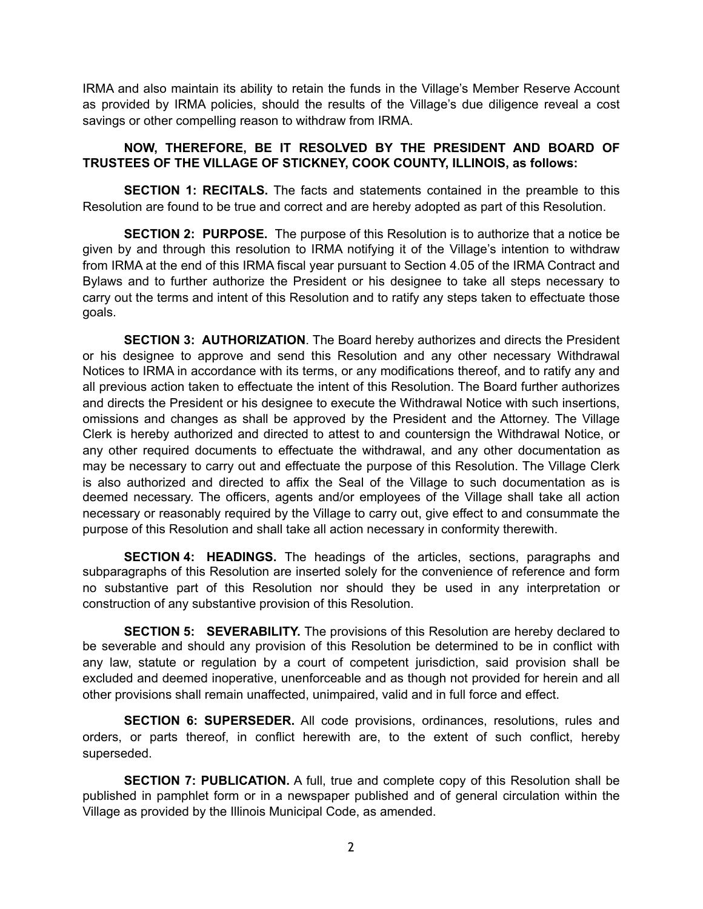IRMA and also maintain its ability to retain the funds in the Village's Member Reserve Account as provided by IRMA policies, should the results of the Village's due diligence reveal a cost savings or other compelling reason to withdraw from IRMA.

**NOW, THEREFORE, BE IT RESOLVED BY THE PRESIDENT AND BOARD OF TRUSTEES OF THE VILLAGE OF STICKNEY, COOK COUNTY, ILLINOIS, as follows:**

**SECTION 1: RECITALS.** The facts and statements contained in the preamble to this Resolution are found to be true and correct and are hereby adopted as part of this Resolution.

**SECTION 2: PURPOSE.** The purpose of this Resolution is to authorize that a notice be given by and through this resolution to IRMA notifying it of the Village's intention to withdraw from IRMA at the end of this IRMA fiscal year pursuant to Section 4.05 of the IRMA Contract and Bylaws and to further authorize the President or his designee to take all steps necessary to carry out the terms and intent of this Resolution and to ratify any steps taken to effectuate those goals.

**SECTION 3: AUTHORIZATION**. The Board hereby authorizes and directs the President or his designee to approve and send this Resolution and any other necessary Withdrawal Notices to IRMA in accordance with its terms, or any modifications thereof, and to ratify any and all previous action taken to effectuate the intent of this Resolution. The Board further authorizes and directs the President or his designee to execute the Withdrawal Notice with such insertions, omissions and changes as shall be approved by the President and the Attorney. The Village Clerk is hereby authorized and directed to attest to and countersign the Withdrawal Notice, or any other required documents to effectuate the withdrawal, and any other documentation as may be necessary to carry out and effectuate the purpose of this Resolution. The Village Clerk is also authorized and directed to affix the Seal of the Village to such documentation as is deemed necessary. The officers, agents and/or employees of the Village shall take all action necessary or reasonably required by the Village to carry out, give effect to and consummate the purpose of this Resolution and shall take all action necessary in conformity therewith.

**SECTION 4: HEADINGS.** The headings of the articles, sections, paragraphs and subparagraphs of this Resolution are inserted solely for the convenience of reference and form no substantive part of this Resolution nor should they be used in any interpretation or construction of any substantive provision of this Resolution.

**SECTION 5: SEVERABILITY.** The provisions of this Resolution are hereby declared to be severable and should any provision of this Resolution be determined to be in conflict with any law, statute or regulation by a court of competent jurisdiction, said provision shall be excluded and deemed inoperative, unenforceable and as though not provided for herein and all other provisions shall remain unaffected, unimpaired, valid and in full force and effect.

**SECTION 6: SUPERSEDER.** All code provisions, ordinances, resolutions, rules and orders, or parts thereof, in conflict herewith are, to the extent of such conflict, hereby superseded.

**SECTION 7: PUBLICATION.** A full, true and complete copy of this Resolution shall be published in pamphlet form or in a newspaper published and of general circulation within the Village as provided by the Illinois Municipal Code, as amended.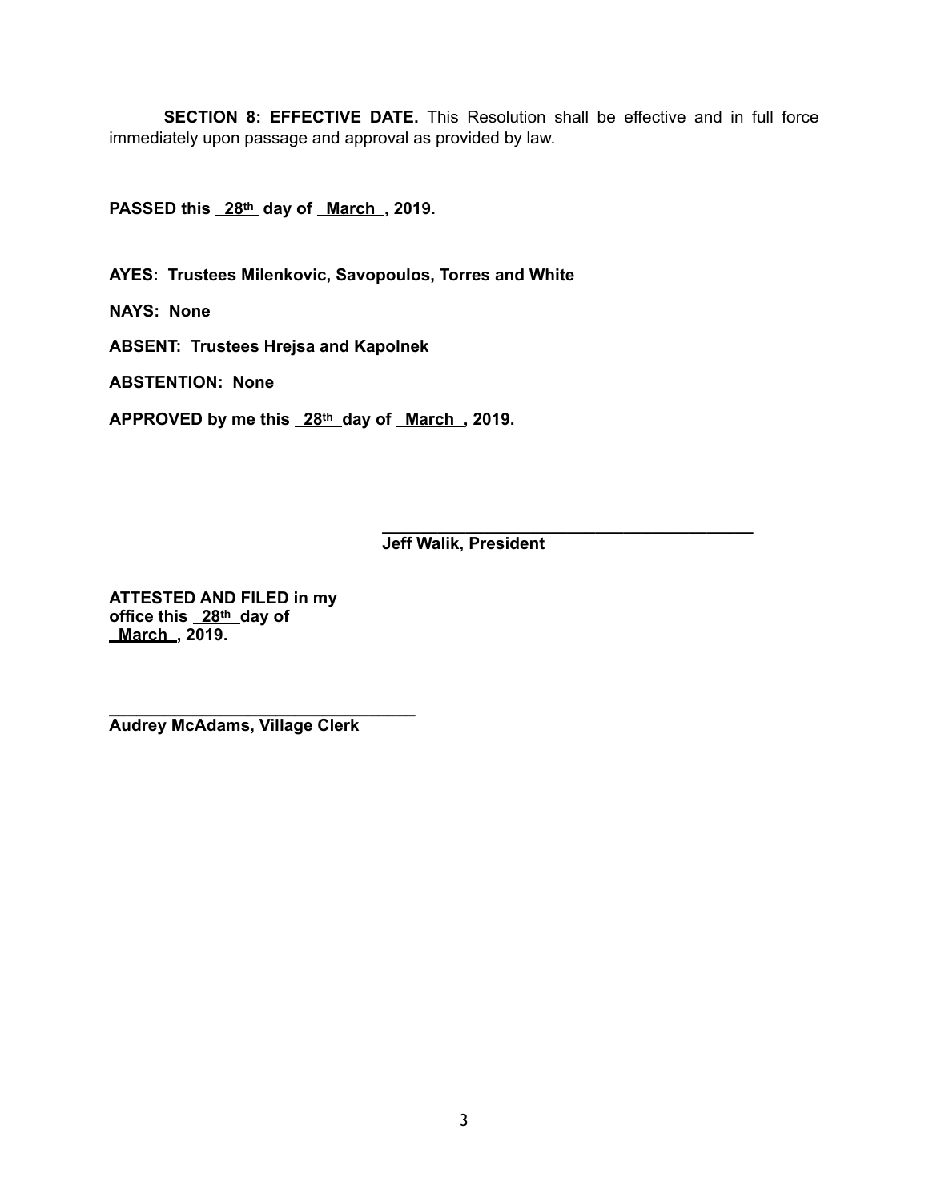**SECTION 8: EFFECTIVE DATE.** This Resolution shall be effective and in full force immediately upon passage and approval as provided by law.

**PASSED this 28th day of March, 2019.**

**AYES: Trustees Milenkovic, Savopoulos, Torres and White**

**NAYS: None**

**ABSENT: Trustees Hrejsa and Kapolnek**

**ABSTENTION: None**

**APPROVED by me this 28th day of March, 2019.**

\_\_\_\_\_\_\_\_\_\_\_\_\_\_\_\_\_\_\_\_\_\_\_\_\_\_\_\_\_\_\_\_\_\_\_\_\_\_\_\_\_\_
**Jeff Walik, President**

**ATTESTED AND FILED in my office this 28th day of March, 2019.**

\_\_\_\_\_\_\_\_\_\_\_\_\_\_\_\_\_\_\_\_\_\_\_\_\_\_\_\_\_\_\_\_\_\_\_
**Audrey McAdams, Village Clerk**